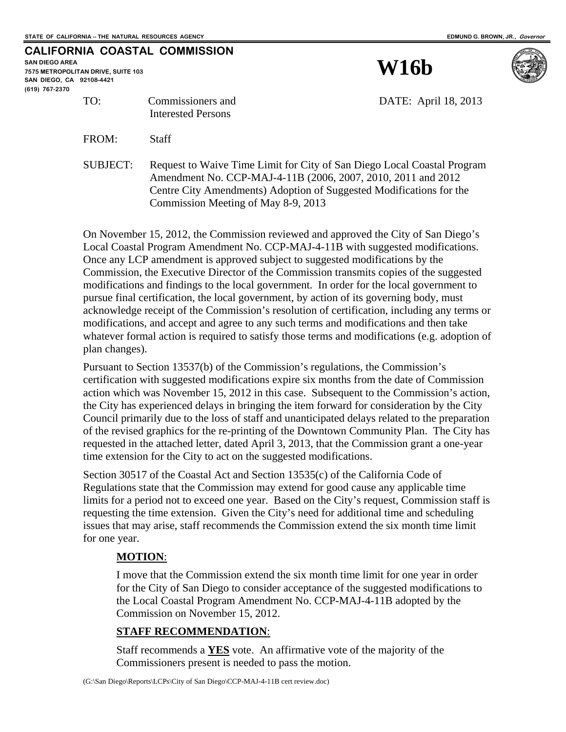STATE OF CALIFORNIA -- THE NATURAL RESOURCES AGENCY

EDMUND G. BROWN, JR., *Governor*

**CALIFORNIA COASTAL COMMISSION**

**SAN DIEGO AREA**
**7575 METROPOLITAN DRIVE, SUITE 103**
**SAN DIEGO, CA 92108-4421**
**(619) 767-2370**

# W16b

TO: Commissioners and Interested Persons

DATE: April 18, 2013

FROM: Staff

SUBJECT: Request to Waive Time Limit for City of San Diego Local Coastal Program Amendment No. CCP-MAJ-4-11B (2006, 2007, 2010, 2011 and 2012 Centre City Amendments) Adoption of Suggested Modifications for the Commission Meeting of May 8-9, 2013

On November 15, 2012, the Commission reviewed and approved the City of San Diego's Local Coastal Program Amendment No. CCP-MAJ-4-11B with suggested modifications. Once any LCP amendment is approved subject to suggested modifications by the Commission, the Executive Director of the Commission transmits copies of the suggested modifications and findings to the local government. In order for the local government to pursue final certification, the local government, by action of its governing body, must acknowledge receipt of the Commission's resolution of certification, including any terms or modifications, and accept and agree to any such terms and modifications and then take whatever formal action is required to satisfy those terms and modifications (e.g. adoption of plan changes).

Pursuant to Section 13537(b) of the Commission's regulations, the Commission's certification with suggested modifications expire six months from the date of Commission action which was November 15, 2012 in this case. Subsequent to the Commission's action, the City has experienced delays in bringing the item forward for consideration by the City Council primarily due to the loss of staff and unanticipated delays related to the preparation of the revised graphics for the re-printing of the Downtown Community Plan. The City has requested in the attached letter, dated April 3, 2013, that the Commission grant a one-year time extension for the City to act on the suggested modifications.

Section 30517 of the Coastal Act and Section 13535(c) of the California Code of Regulations state that the Commission may extend for good cause any applicable time limits for a period not to exceed one year. Based on the City's request, Commission staff is requesting the time extension. Given the City's need for additional time and scheduling issues that may arise, staff recommends the Commission extend the six month time limit for one year.

**MOTION**:

I move that the Commission extend the six month time limit for one year in order for the City of San Diego to consider acceptance of the suggested modifications to the Local Coastal Program Amendment No. CCP-MAJ-4-11B adopted by the Commission on November 15, 2012.

**STAFF RECOMMENDATION**:

Staff recommends a **YES** vote. An affirmative vote of the majority of the Commissioners present is needed to pass the motion.

(G:\San Diego\Reports\LCPs\City of San Diego\CCP-MAJ-4-11B cert review.doc)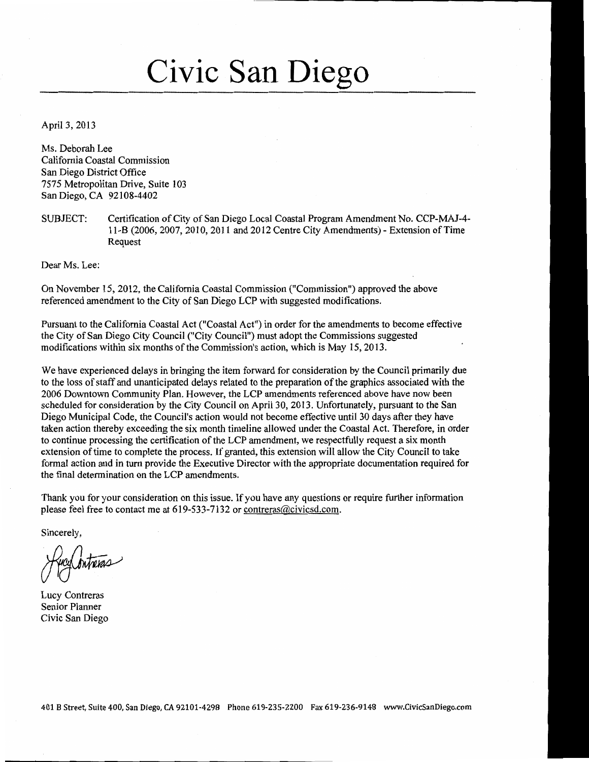# Civic San Diego

April 3, 2013

Ms. Deborah Lee
California Coastal Commission
San Diego District Office
7575 Metropolitan Drive, Suite 103
San Diego, CA 92108-4402

SUBJECT: Certification of City of San Diego Local Coastal Program Amendment No. CCP-MAJ-4-11-B (2006, 2007, 2010, 2011 and 2012 Centre City Amendments) - Extension of Time Request

Dear Ms. Lee:

On November 15, 2012, the California Coastal Commission ("Commission") approved the above referenced amendment to the City of San Diego LCP with suggested modifications.

Pursuant to the California Coastal Act ("Coastal Act") in order for the amendments to become effective the City of San Diego City Council ("City Council") must adopt the Commissions suggested modifications within six months of the Commission's action, which is May 15, 2013.

We have experienced delays in bringing the item forward for consideration by the Council primarily due to the loss of staff and unanticipated delays related to the preparation of the graphics associated with the 2006 Downtown Community Plan. However, the LCP amendments referenced above have now been scheduled for consideration by the City Council on April 30, 2013. Unfortunately, pursuant to the San Diego Municipal Code, the Council's action would not become effective until 30 days after they have taken action thereby exceeding the six month timeline allowed under the Coastal Act. Therefore, in order to continue processing the certification of the LCP amendment, we respectfully request a six month extension of time to complete the process. If granted, this extension will allow the City Council to take formal action and in turn provide the Executive Director with the appropriate documentation required for the final determination on the LCP amendments.

Thank you for your consideration on this issue. If you have any questions or require further information please feel free to contact me at 619-533-7132 or contreras@civicsd.com.

Sincerely,

Lucy Contreras
Senior Planner
Civic San Diego

401 B Street, Suite 400, San Diego, CA 92101-4298 Phone 619-235-2200 Fax 619-236-9148 www.CivicSanDiego.com